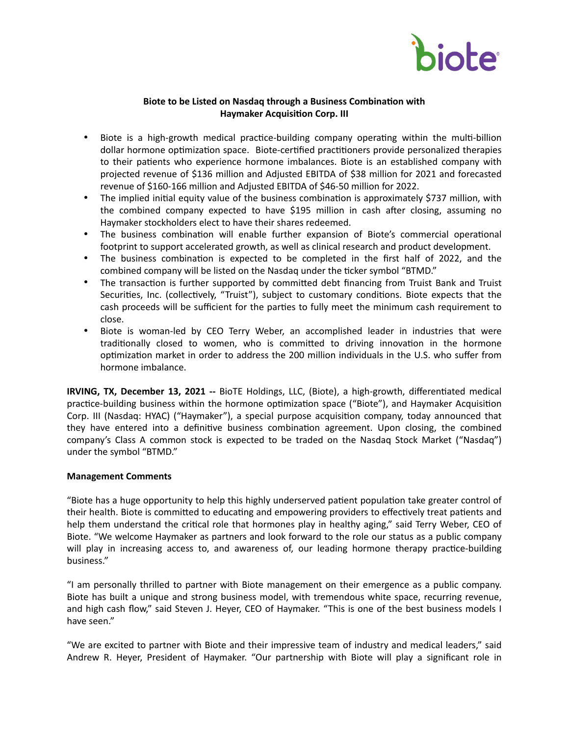# Biote to be Listed on Nasdaq through a Business Combination with Haymaker Acquisition Corp. III

- Biote is a high-growth medical practice-building company operating within the multi-billion dollar hormone optimization space. Biote-certified practitioners provide personalized therapies to their patients who experience hormone imbalances. Biote is an established company with projected revenue of $136 million and Adjusted EBITDA of $38 million for 2021 and forecasted revenue of $160-166 million and Adjusted EBITDA of $46-50 million for 2022.
- The implied initial equity value of the business combination is approximately $737 million, with the combined company expected to have $195 million in cash after closing, assuming no Haymaker stockholders elect to have their shares redeemed.
- The business combination will enable further expansion of Biote's commercial operational footprint to support accelerated growth, as well as clinical research and product development.
- The business combination is expected to be completed in the first half of 2022, and the combined company will be listed on the Nasdaq under the ticker symbol "BTMD."
- The transaction is further supported by committed debt financing from Truist Bank and Truist Securities, Inc. (collectively, "Truist"), subject to customary conditions. Biote expects that the cash proceeds will be sufficient for the parties to fully meet the minimum cash requirement to close.
- Biote is woman-led by CEO Terry Weber, an accomplished leader in industries that were traditionally closed to women, who is committed to driving innovation in the hormone optimization market in order to address the 200 million individuals in the U.S. who suffer from hormone imbalance.

**IRVING, TX, December 13, 2021 --** BioTE Holdings, LLC, (Biote), a high-growth, differentiated medical practice-building business within the hormone optimization space ("Biote"), and Haymaker Acquisition Corp. III (Nasdaq: HYAC) ("Haymaker"), a special purpose acquisition company, today announced that they have entered into a definitive business combination agreement. Upon closing, the combined company's Class A common stock is expected to be traded on the Nasdaq Stock Market ("Nasdaq") under the symbol "BTMD."

**Management Comments**

"Biote has a huge opportunity to help this highly underserved patient population take greater control of their health. Biote is committed to educating and empowering providers to effectively treat patients and help them understand the critical role that hormones play in healthy aging," said Terry Weber, CEO of Biote. "We welcome Haymaker as partners and look forward to the role our status as a public company will play in increasing access to, and awareness of, our leading hormone therapy practice-building business."

"I am personally thrilled to partner with Biote management on their emergence as a public company. Biote has built a unique and strong business model, with tremendous white space, recurring revenue, and high cash flow," said Steven J. Heyer, CEO of Haymaker. "This is one of the best business models I have seen."

"We are excited to partner with Biote and their impressive team of industry and medical leaders," said Andrew R. Heyer, President of Haymaker. "Our partnership with Biote will play a significant role in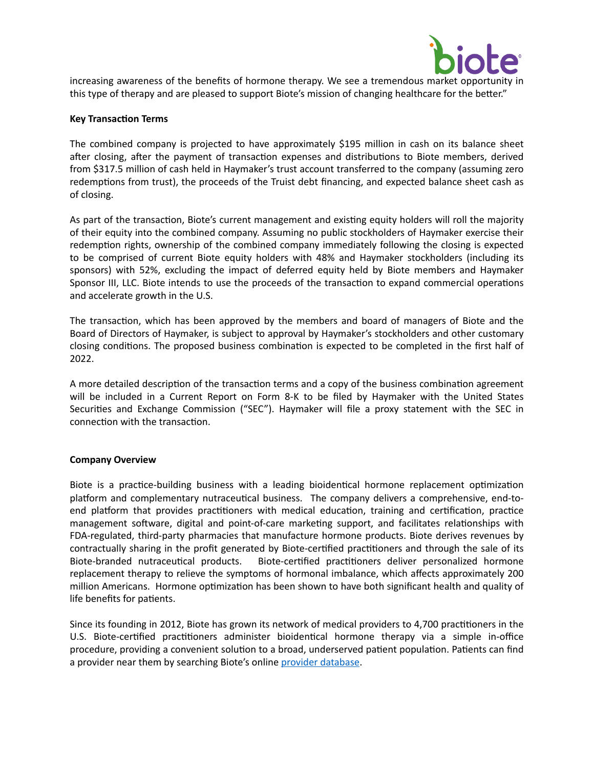increasing awareness of the benefits of hormone therapy. We see a tremendous market opportunity in this type of therapy and are pleased to support Biote's mission of changing healthcare for the better."

**Key Transaction Terms**

The combined company is projected to have approximately $195 million in cash on its balance sheet after closing, after the payment of transaction expenses and distributions to Biote members, derived from $317.5 million of cash held in Haymaker's trust account transferred to the company (assuming zero redemptions from trust), the proceeds of the Truist debt financing, and expected balance sheet cash as of closing.

As part of the transaction, Biote's current management and existing equity holders will roll the majority of their equity into the combined company. Assuming no public stockholders of Haymaker exercise their redemption rights, ownership of the combined company immediately following the closing is expected to be comprised of current Biote equity holders with 48% and Haymaker stockholders (including its sponsors) with 52%, excluding the impact of deferred equity held by Biote members and Haymaker Sponsor III, LLC. Biote intends to use the proceeds of the transaction to expand commercial operations and accelerate growth in the U.S.

The transaction, which has been approved by the members and board of managers of Biote and the Board of Directors of Haymaker, is subject to approval by Haymaker's stockholders and other customary closing conditions. The proposed business combination is expected to be completed in the first half of 2022.

A more detailed description of the transaction terms and a copy of the business combination agreement will be included in a Current Report on Form 8-K to be filed by Haymaker with the United States Securities and Exchange Commission ("SEC"). Haymaker will file a proxy statement with the SEC in connection with the transaction.

**Company Overview**

Biote is a practice-building business with a leading bioidentical hormone replacement optimization platform and complementary nutraceutical business. The company delivers a comprehensive, end-to-end platform that provides practitioners with medical education, training and certification, practice management software, digital and point-of-care marketing support, and facilitates relationships with FDA-regulated, third-party pharmacies that manufacture hormone products. Biote derives revenues by contractually sharing in the profit generated by Biote-certified practitioners and through the sale of its Biote-branded nutraceutical products. Biote-certified practitioners deliver personalized hormone replacement therapy to relieve the symptoms of hormonal imbalance, which affects approximately 200 million Americans. Hormone optimization has been shown to have both significant health and quality of life benefits for patients.

Since its founding in 2012, Biote has grown its network of medical providers to 4,700 practitioners in the U.S. Biote-certified practitioners administer bioidentical hormone therapy via a simple in-office procedure, providing a convenient solution to a broad, underserved patient population. Patients can find a provider near them by searching Biote's online provider database.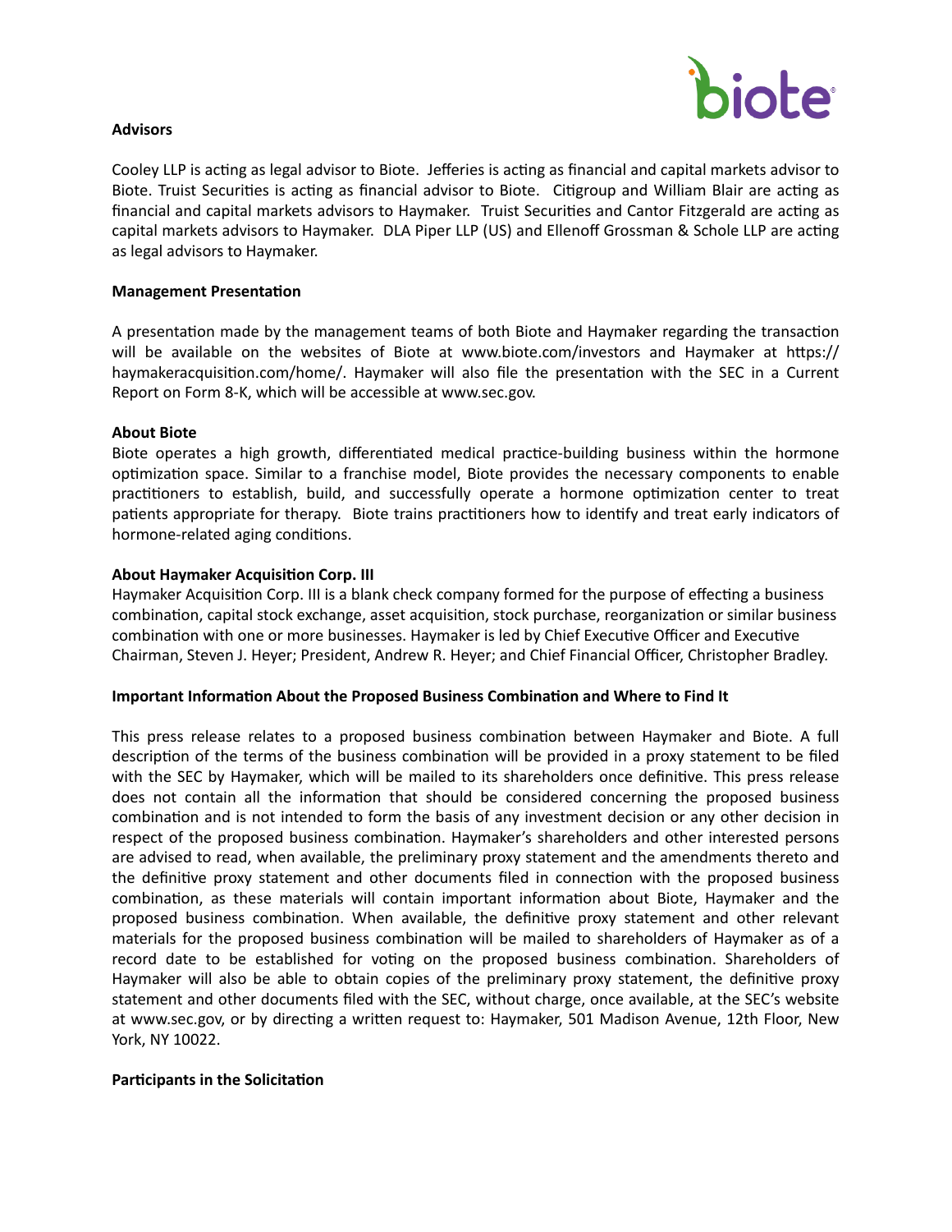**Advisors**

Cooley LLP is acting as legal advisor to Biote. Jefferies is acting as financial and capital markets advisor to Biote. Truist Securities is acting as financial advisor to Biote. Citigroup and William Blair are acting as financial and capital markets advisors to Haymaker. Truist Securities and Cantor Fitzgerald are acting as capital markets advisors to Haymaker. DLA Piper LLP (US) and Ellenoff Grossman & Schole LLP are acting as legal advisors to Haymaker.

**Management Presentation**

A presentation made by the management teams of both Biote and Haymaker regarding the transaction will be available on the websites of Biote at www.biote.com/investors and Haymaker at https://haymakeracquisition.com/home/. Haymaker will also file the presentation with the SEC in a Current Report on Form 8-K, which will be accessible at www.sec.gov.

**About Biote**

Biote operates a high growth, differentiated medical practice-building business within the hormone optimization space. Similar to a franchise model, Biote provides the necessary components to enable practitioners to establish, build, and successfully operate a hormone optimization center to treat patients appropriate for therapy. Biote trains practitioners how to identify and treat early indicators of hormone-related aging conditions.

**About Haymaker Acquisition Corp. III**

Haymaker Acquisition Corp. III is a blank check company formed for the purpose of effecting a business combination, capital stock exchange, asset acquisition, stock purchase, reorganization or similar business combination with one or more businesses. Haymaker is led by Chief Executive Officer and Executive Chairman, Steven J. Heyer; President, Andrew R. Heyer; and Chief Financial Officer, Christopher Bradley.

**Important Information About the Proposed Business Combination and Where to Find It**

This press release relates to a proposed business combination between Haymaker and Biote. A full description of the terms of the business combination will be provided in a proxy statement to be filed with the SEC by Haymaker, which will be mailed to its shareholders once definitive. This press release does not contain all the information that should be considered concerning the proposed business combination and is not intended to form the basis of any investment decision or any other decision in respect of the proposed business combination. Haymaker's shareholders and other interested persons are advised to read, when available, the preliminary proxy statement and the amendments thereto and the definitive proxy statement and other documents filed in connection with the proposed business combination, as these materials will contain important information about Biote, Haymaker and the proposed business combination. When available, the definitive proxy statement and other relevant materials for the proposed business combination will be mailed to shareholders of Haymaker as of a record date to be established for voting on the proposed business combination. Shareholders of Haymaker will also be able to obtain copies of the preliminary proxy statement, the definitive proxy statement and other documents filed with the SEC, without charge, once available, at the SEC's website at www.sec.gov, or by directing a written request to: Haymaker, 501 Madison Avenue, 12th Floor, New York, NY 10022.

**Participants in the Solicitation**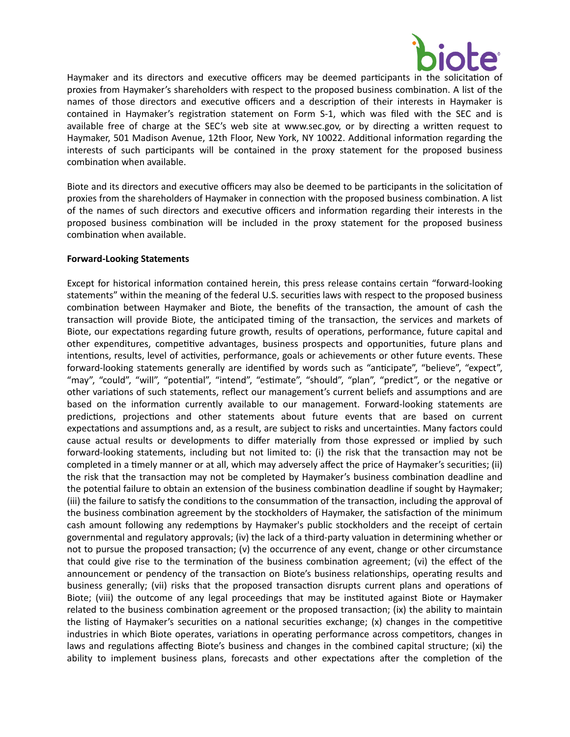Haymaker and its directors and executive officers may be deemed participants in the solicitation of proxies from Haymaker's shareholders with respect to the proposed business combination. A list of the names of those directors and executive officers and a description of their interests in Haymaker is contained in Haymaker's registration statement on Form S-1, which was filed with the SEC and is available free of charge at the SEC's web site at www.sec.gov, or by directing a written request to Haymaker, 501 Madison Avenue, 12th Floor, New York, NY 10022. Additional information regarding the interests of such participants will be contained in the proxy statement for the proposed business combination when available.

Biote and its directors and executive officers may also be deemed to be participants in the solicitation of proxies from the shareholders of Haymaker in connection with the proposed business combination. A list of the names of such directors and executive officers and information regarding their interests in the proposed business combination will be included in the proxy statement for the proposed business combination when available.

**Forward-Looking Statements**

Except for historical information contained herein, this press release contains certain "forward-looking statements" within the meaning of the federal U.S. securities laws with respect to the proposed business combination between Haymaker and Biote, the benefits of the transaction, the amount of cash the transaction will provide Biote, the anticipated timing of the transaction, the services and markets of Biote, our expectations regarding future growth, results of operations, performance, future capital and other expenditures, competitive advantages, business prospects and opportunities, future plans and intentions, results, level of activities, performance, goals or achievements or other future events. These forward-looking statements generally are identified by words such as "anticipate", "believe", "expect", "may", "could", "will", "potential", "intend", "estimate", "should", "plan", "predict", or the negative or other variations of such statements, reflect our management's current beliefs and assumptions and are based on the information currently available to our management. Forward-looking statements are predictions, projections and other statements about future events that are based on current expectations and assumptions and, as a result, are subject to risks and uncertainties. Many factors could cause actual results or developments to differ materially from those expressed or implied by such forward-looking statements, including but not limited to: (i) the risk that the transaction may not be completed in a timely manner or at all, which may adversely affect the price of Haymaker's securities; (ii) the risk that the transaction may not be completed by Haymaker's business combination deadline and the potential failure to obtain an extension of the business combination deadline if sought by Haymaker; (iii) the failure to satisfy the conditions to the consummation of the transaction, including the approval of the business combination agreement by the stockholders of Haymaker, the satisfaction of the minimum cash amount following any redemptions by Haymaker's public stockholders and the receipt of certain governmental and regulatory approvals; (iv) the lack of a third-party valuation in determining whether or not to pursue the proposed transaction; (v) the occurrence of any event, change or other circumstance that could give rise to the termination of the business combination agreement; (vi) the effect of the announcement or pendency of the transaction on Biote's business relationships, operating results and business generally; (vii) risks that the proposed transaction disrupts current plans and operations of Biote; (viii) the outcome of any legal proceedings that may be instituted against Biote or Haymaker related to the business combination agreement or the proposed transaction; (ix) the ability to maintain the listing of Haymaker's securities on a national securities exchange; (x) changes in the competitive industries in which Biote operates, variations in operating performance across competitors, changes in laws and regulations affecting Biote's business and changes in the combined capital structure; (xi) the ability to implement business plans, forecasts and other expectations after the completion of the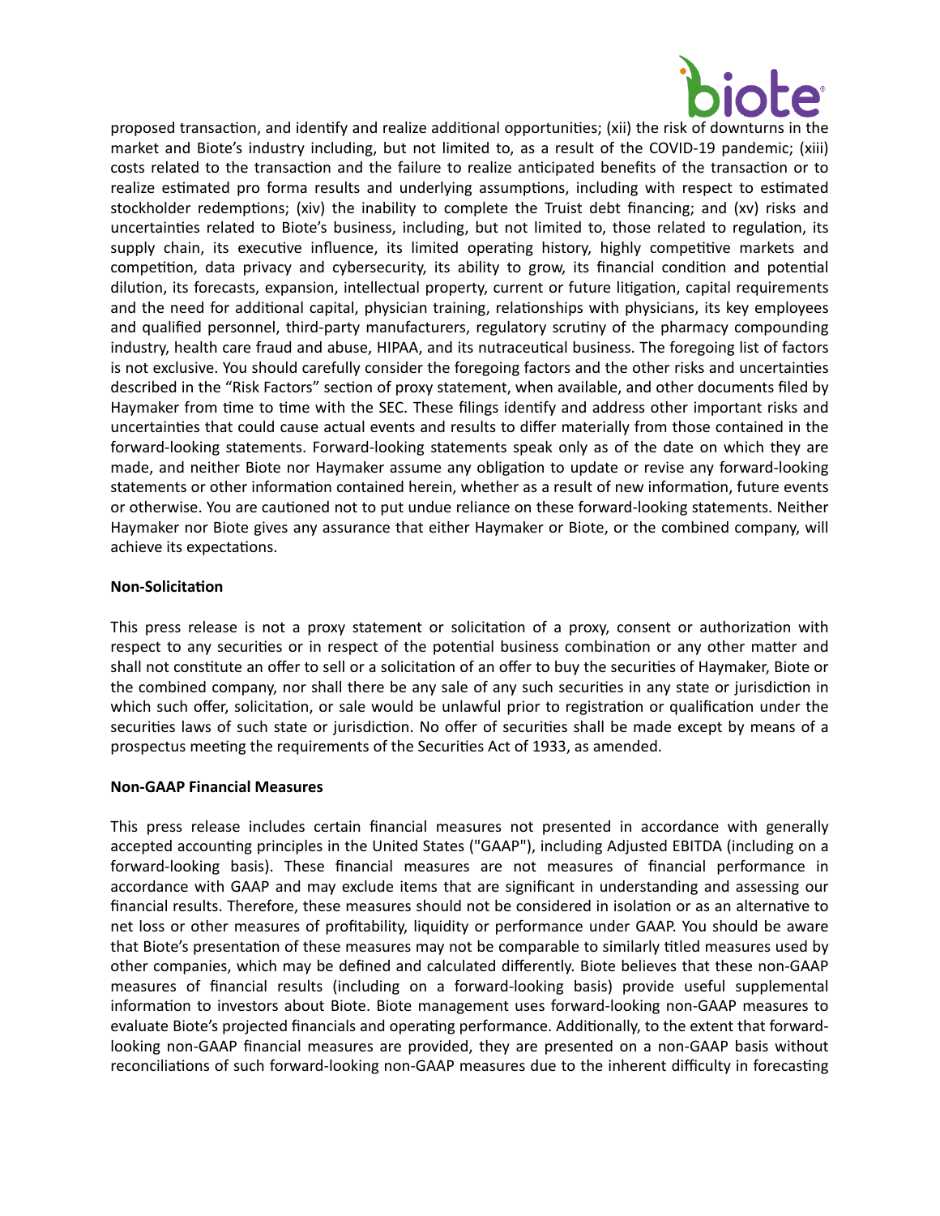proposed transaction, and identify and realize additional opportunities; (xii) the risk of downturns in the market and Biote's industry including, but not limited to, as a result of the COVID-19 pandemic; (xiii) costs related to the transaction and the failure to realize anticipated benefits of the transaction or to realize estimated pro forma results and underlying assumptions, including with respect to estimated stockholder redemptions; (xiv) the inability to complete the Truist debt financing; and (xv) risks and uncertainties related to Biote's business, including, but not limited to, those related to regulation, its supply chain, its executive influence, its limited operating history, highly competitive markets and competition, data privacy and cybersecurity, its ability to grow, its financial condition and potential dilution, its forecasts, expansion, intellectual property, current or future litigation, capital requirements and the need for additional capital, physician training, relationships with physicians, its key employees and qualified personnel, third-party manufacturers, regulatory scrutiny of the pharmacy compounding industry, health care fraud and abuse, HIPAA, and its nutraceutical business. The foregoing list of factors is not exclusive. You should carefully consider the foregoing factors and the other risks and uncertainties described in the "Risk Factors" section of proxy statement, when available, and other documents filed by Haymaker from time to time with the SEC. These filings identify and address other important risks and uncertainties that could cause actual events and results to differ materially from those contained in the forward-looking statements. Forward-looking statements speak only as of the date on which they are made, and neither Biote nor Haymaker assume any obligation to update or revise any forward-looking statements or other information contained herein, whether as a result of new information, future events or otherwise. You are cautioned not to put undue reliance on these forward-looking statements. Neither Haymaker nor Biote gives any assurance that either Haymaker or Biote, or the combined company, will achieve its expectations.

**Non-Solicitation**

This press release is not a proxy statement or solicitation of a proxy, consent or authorization with respect to any securities or in respect of the potential business combination or any other matter and shall not constitute an offer to sell or a solicitation of an offer to buy the securities of Haymaker, Biote or the combined company, nor shall there be any sale of any such securities in any state or jurisdiction in which such offer, solicitation, or sale would be unlawful prior to registration or qualification under the securities laws of such state or jurisdiction. No offer of securities shall be made except by means of a prospectus meeting the requirements of the Securities Act of 1933, as amended.

**Non-GAAP Financial Measures**

This press release includes certain financial measures not presented in accordance with generally accepted accounting principles in the United States ("GAAP"), including Adjusted EBITDA (including on a forward-looking basis). These financial measures are not measures of financial performance in accordance with GAAP and may exclude items that are significant in understanding and assessing our financial results. Therefore, these measures should not be considered in isolation or as an alternative to net loss or other measures of profitability, liquidity or performance under GAAP. You should be aware that Biote's presentation of these measures may not be comparable to similarly titled measures used by other companies, which may be defined and calculated differently. Biote believes that these non-GAAP measures of financial results (including on a forward-looking basis) provide useful supplemental information to investors about Biote. Biote management uses forward-looking non-GAAP measures to evaluate Biote's projected financials and operating performance. Additionally, to the extent that forward-looking non-GAAP financial measures are provided, they are presented on a non-GAAP basis without reconciliations of such forward-looking non-GAAP measures due to the inherent difficulty in forecasting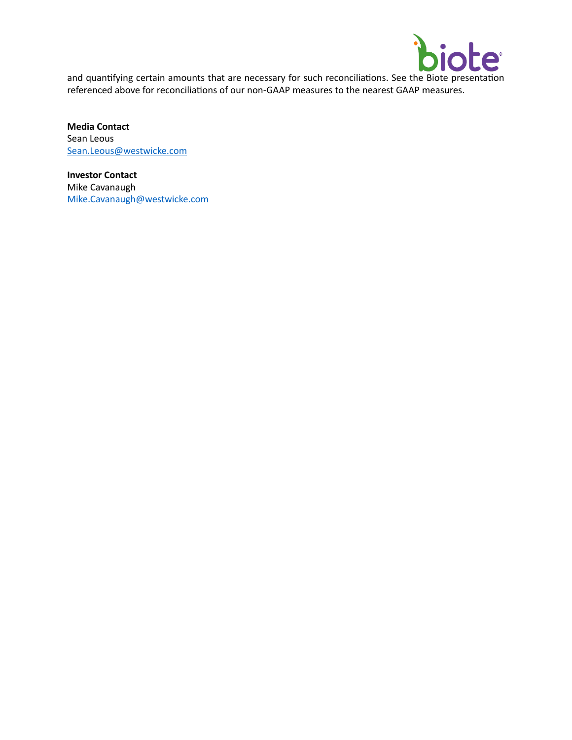and quantifying certain amounts that are necessary for such reconciliations. See the Biote presentation referenced above for reconciliations of our non-GAAP measures to the nearest GAAP measures.

**Media Contact**
Sean Leous
[Sean.Leous@westwicke.com](mailto:Sean.Leous@westwicke.com)

**Investor Contact**
Mike Cavanaugh
[Mike.Cavanaugh@westwicke.com](mailto:Mike.Cavanaugh@westwicke.com)